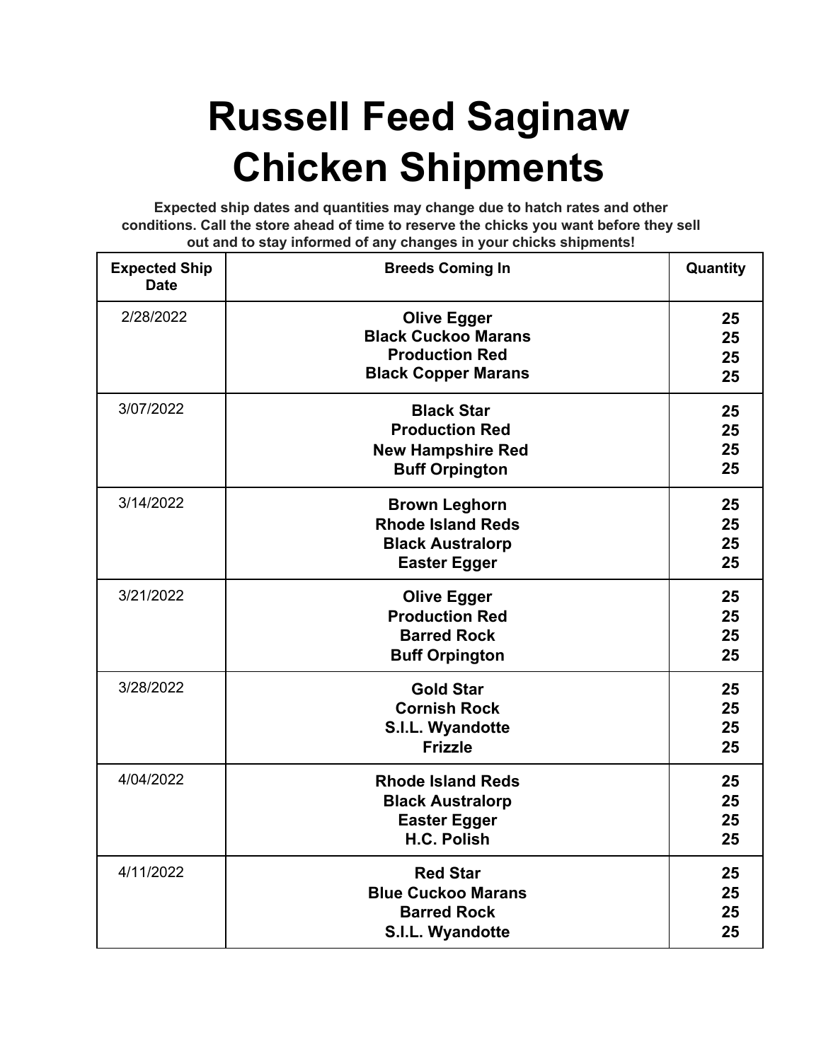# Russell Feed Saginaw Chicken Shipments

**Expected ship dates and quantities may change due to hatch rates and other conditions. Call the store ahead of time to reserve the chicks you want before they sell out and to stay informed of any changes in your chicks shipments!**

| Expected Ship Date | Breeds Coming In | Quantity |
| --- | --- | --- |
| 2/28/2022 | **Olive Egger**<br>**Black Cuckoo Marans**<br>**Production Red**<br>**Black Copper Marans** | **25**<br>**25**<br>**25**<br>**25** |
| 3/07/2022 | **Black Star**<br>**Production Red**<br>**New Hampshire Red**<br>**Buff Orpington** | **25**<br>**25**<br>**25**<br>**25** |
| 3/14/2022 | **Brown Leghorn**<br>**Rhode Island Reds**<br>**Black Australorp**<br>**Easter Egger** | **25**<br>**25**<br>**25**<br>**25** |
| 3/21/2022 | **Olive Egger**<br>**Production Red**<br>**Barred Rock**<br>**Buff Orpington** | **25**<br>**25**<br>**25**<br>**25** |
| 3/28/2022 | **Gold Star**<br>**Cornish Rock**<br>**S.I.L. Wyandotte**<br>**Frizzle** | **25**<br>**25**<br>**25**<br>**25** |
| 4/04/2022 | **Rhode Island Reds**<br>**Black Australorp**<br>**Easter Egger**<br>**H.C. Polish** | **25**<br>**25**<br>**25**<br>**25** |
| 4/11/2022 | **Red Star**<br>**Blue Cuckoo Marans**<br>**Barred Rock**<br>**S.I.L. Wyandotte** | **25**<br>**25**<br>**25**<br>**25** |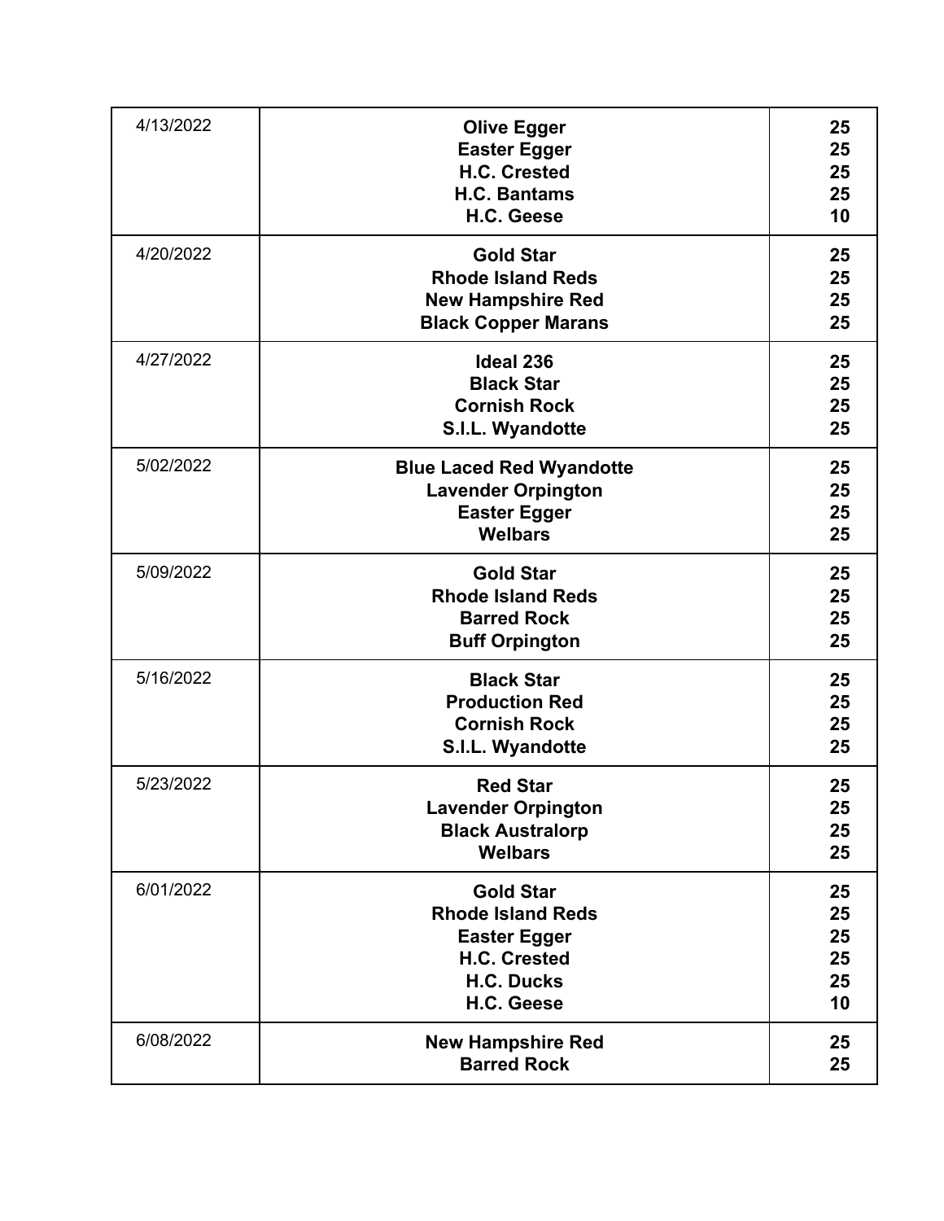| | | |
|---|---|---|
| 4/13/2022 | **Olive Egger**<br>**Easter Egger**<br>**H.C. Crested**<br>**H.C. Bantams**<br>**H.C. Geese** | **25**<br>**25**<br>**25**<br>**25**<br>**10** |
| 4/20/2022 | **Gold Star**<br>**Rhode Island Reds**<br>**New Hampshire Red**<br>**Black Copper Marans** | **25**<br>**25**<br>**25**<br>**25** |
| 4/27/2022 | **Ideal 236**<br>**Black Star**<br>**Cornish Rock**<br>**S.I.L. Wyandotte** | **25**<br>**25**<br>**25**<br>**25** |
| 5/02/2022 | **Blue Laced Red Wyandotte**<br>**Lavender Orpington**<br>**Easter Egger**<br>**Welbars** | **25**<br>**25**<br>**25**<br>**25** |
| 5/09/2022 | **Gold Star**<br>**Rhode Island Reds**<br>**Barred Rock**<br>**Buff Orpington** | **25**<br>**25**<br>**25**<br>**25** |
| 5/16/2022 | **Black Star**<br>**Production Red**<br>**Cornish Rock**<br>**S.I.L. Wyandotte** | **25**<br>**25**<br>**25**<br>**25** |
| 5/23/2022 | **Red Star**<br>**Lavender Orpington**<br>**Black Australorp**<br>**Welbars** | **25**<br>**25**<br>**25**<br>**25** |
| 6/01/2022 | **Gold Star**<br>**Rhode Island Reds**<br>**Easter Egger**<br>**H.C. Crested**<br>**H.C. Ducks**<br>**H.C. Geese** | **25**<br>**25**<br>**25**<br>**25**<br>**25**<br>**10** |
| 6/08/2022 | **New Hampshire Red**<br>**Barred Rock** | **25**<br>**25** |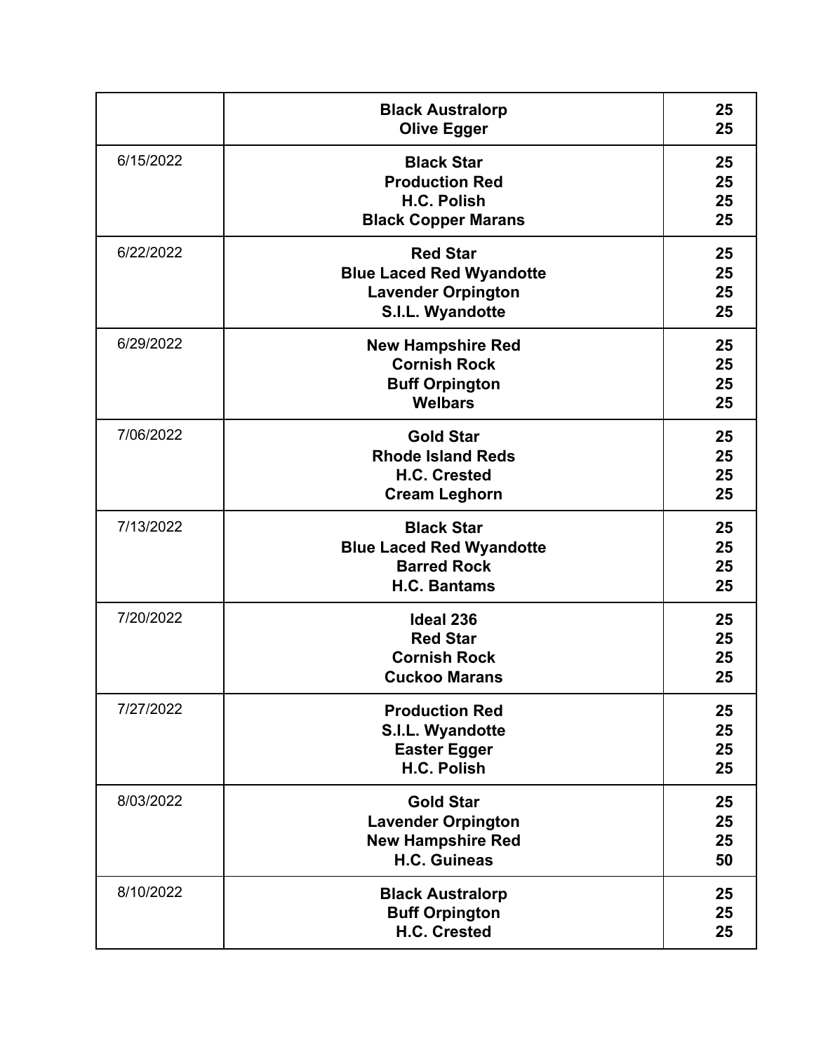| | | |
|---|---|---|
| | **Black Australorp**<br>**Olive Egger** | **25**<br>**25** |
| 6/15/2022 | **Black Star**<br>**Production Red**<br>**H.C. Polish**<br>**Black Copper Marans** | **25**<br>**25**<br>**25**<br>**25** |
| 6/22/2022 | **Red Star**<br>**Blue Laced Red Wyandotte**<br>**Lavender Orpington**<br>**S.I.L. Wyandotte** | **25**<br>**25**<br>**25**<br>**25** |
| 6/29/2022 | **New Hampshire Red**<br>**Cornish Rock**<br>**Buff Orpington**<br>**Welbars** | **25**<br>**25**<br>**25**<br>**25** |
| 7/06/2022 | **Gold Star**<br>**Rhode Island Reds**<br>**H.C. Crested**<br>**Cream Leghorn** | **25**<br>**25**<br>**25**<br>**25** |
| 7/13/2022 | **Black Star**<br>**Blue Laced Red Wyandotte**<br>**Barred Rock**<br>**H.C. Bantams** | **25**<br>**25**<br>**25**<br>**25** |
| 7/20/2022 | **Ideal 236**<br>**Red Star**<br>**Cornish Rock**<br>**Cuckoo Marans** | **25**<br>**25**<br>**25**<br>**25** |
| 7/27/2022 | **Production Red**<br>**S.I.L. Wyandotte**<br>**Easter Egger**<br>**H.C. Polish** | **25**<br>**25**<br>**25**<br>**25** |
| 8/03/2022 | **Gold Star**<br>**Lavender Orpington**<br>**New Hampshire Red**<br>**H.C. Guineas** | **25**<br>**25**<br>**25**<br>**50** |
| 8/10/2022 | **Black Australorp**<br>**Buff Orpington**<br>**H.C. Crested** | **25**<br>**25**<br>**25** |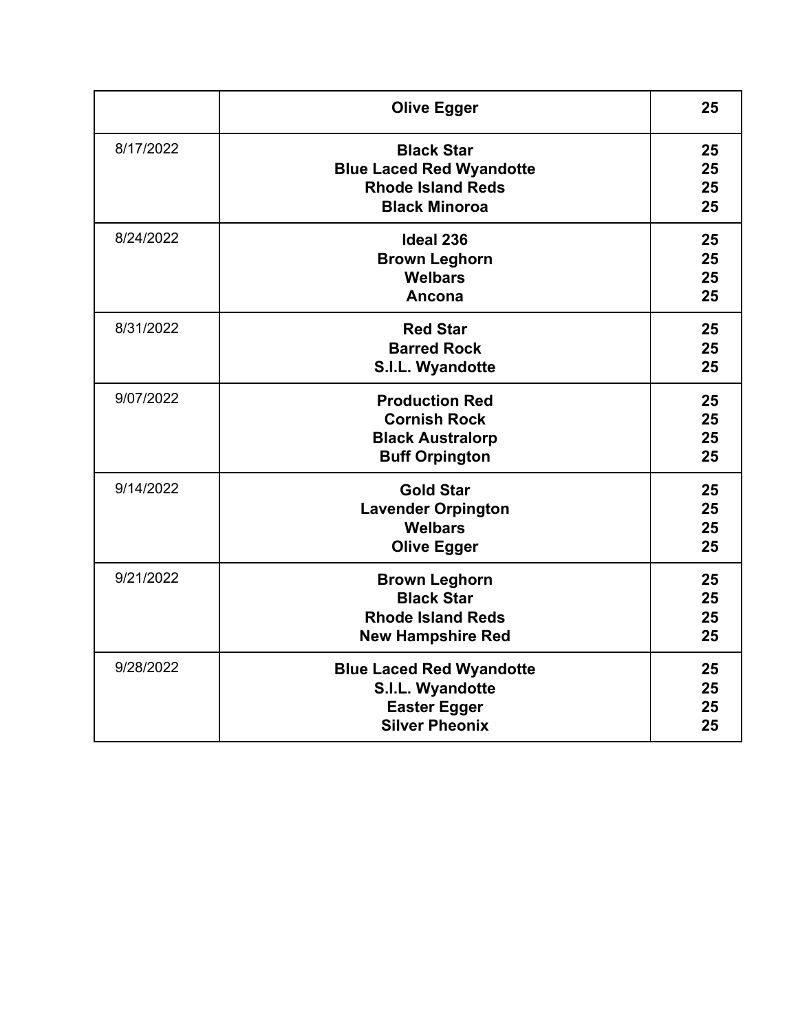| | | |
|---|---|---|
| | **Olive Egger** | **25** |
| 8/17/2022 | **Black Star**<br>**Blue Laced Red Wyandotte**<br>**Rhode Island Reds**<br>**Black Minoroa** | **25**<br>**25**<br>**25**<br>**25** |
| 8/24/2022 | **Ideal 236**<br>**Brown Leghorn**<br>**Welbars**<br>**Ancona** | **25**<br>**25**<br>**25**<br>**25** |
| 8/31/2022 | **Red Star**<br>**Barred Rock**<br>**S.I.L. Wyandotte** | **25**<br>**25**<br>**25** |
| 9/07/2022 | **Production Red**<br>**Cornish Rock**<br>**Black Australorp**<br>**Buff Orpington** | **25**<br>**25**<br>**25**<br>**25** |
| 9/14/2022 | **Gold Star**<br>**Lavender Orpington**<br>**Welbars**<br>**Olive Egger** | **25**<br>**25**<br>**25**<br>**25** |
| 9/21/2022 | **Brown Leghorn**<br>**Black Star**<br>**Rhode Island Reds**<br>**New Hampshire Red** | **25**<br>**25**<br>**25**<br>**25** |
| 9/28/2022 | **Blue Laced Red Wyandotte**<br>**S.I.L. Wyandotte**<br>**Easter Egger**<br>**Silver Pheonix** | **25**<br>**25**<br>**25**<br>**25** |